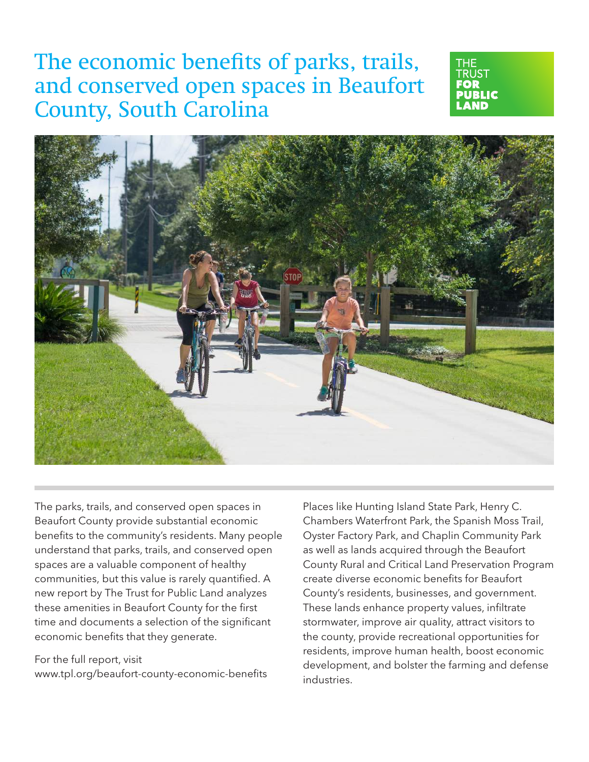# The economic benefits of parks, trails, and conserved open spaces in Beaufort County, South Carolina

THE TRUST FOR PUBLIC LAND

The parks, trails, and conserved open spaces in Beaufort County provide substantial economic benefits to the community's residents. Many people understand that parks, trails, and conserved open spaces are a valuable component of healthy communities, but this value is rarely quantified. A new report by The Trust for Public Land analyzes these amenities in Beaufort County for the first time and documents a selection of the significant economic benefits that they generate.

For the full report, visit www.tpl.org/beaufort-county-economic-benefits

Places like Hunting Island State Park, Henry C. Chambers Waterfront Park, the Spanish Moss Trail, Oyster Factory Park, and Chaplin Community Park as well as lands acquired through the Beaufort County Rural and Critical Land Preservation Program create diverse economic benefits for Beaufort County's residents, businesses, and government. These lands enhance property values, infiltrate stormwater, improve air quality, attract visitors to the county, provide recreational opportunities for residents, improve human health, boost economic development, and bolster the farming and defense industries.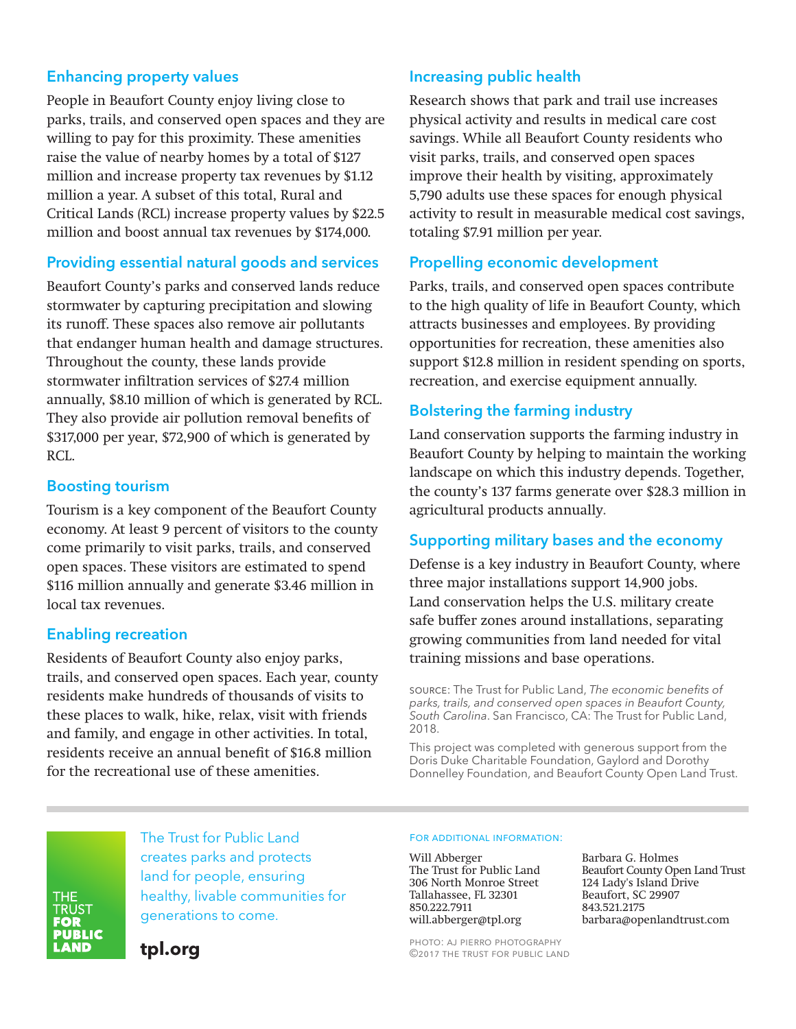## Enhancing property values

People in Beaufort County enjoy living close to parks, trails, and conserved open spaces and they are willing to pay for this proximity. These amenities raise the value of nearby homes by a total of $127 million and increase property tax revenues by $1.12 million a year. A subset of this total, Rural and Critical Lands (RCL) increase property values by $22.5 million and boost annual tax revenues by $174,000.

## Providing essential natural goods and services

Beaufort County's parks and conserved lands reduce stormwater by capturing precipitation and slowing its runoff. These spaces also remove air pollutants that endanger human health and damage structures. Throughout the county, these lands provide stormwater infiltration services of $27.4 million annually, $8.10 million of which is generated by RCL. They also provide air pollution removal benefits of $317,000 per year, $72,900 of which is generated by RCL.

## Boosting tourism

Tourism is a key component of the Beaufort County economy. At least 9 percent of visitors to the county come primarily to visit parks, trails, and conserved open spaces. These visitors are estimated to spend $116 million annually and generate $3.46 million in local tax revenues.

## Enabling recreation

Residents of Beaufort County also enjoy parks, trails, and conserved open spaces. Each year, county residents make hundreds of thousands of visits to these places to walk, hike, relax, visit with friends and family, and engage in other activities. In total, residents receive an annual benefit of $16.8 million for the recreational use of these amenities.

## Increasing public health

Research shows that park and trail use increases physical activity and results in medical care cost savings. While all Beaufort County residents who visit parks, trails, and conserved open spaces improve their health by visiting, approximately 5,790 adults use these spaces for enough physical activity to result in measurable medical cost savings, totaling $7.91 million per year.

## Propelling economic development

Parks, trails, and conserved open spaces contribute to the high quality of life in Beaufort County, which attracts businesses and employees. By providing opportunities for recreation, these amenities also support $12.8 million in resident spending on sports, recreation, and exercise equipment annually.

## Bolstering the farming industry

Land conservation supports the farming industry in Beaufort County by helping to maintain the working landscape on which this industry depends. Together, the county's 137 farms generate over $28.3 million in agricultural products annually.

## Supporting military bases and the economy

Defense is a key industry in Beaufort County, where three major installations support 14,900 jobs. Land conservation helps the U.S. military create safe buffer zones around installations, separating growing communities from land needed for vital training missions and base operations.

SOURCE: The Trust for Public Land, *The economic benefits of parks, trails, and conserved open spaces in Beaufort County, South Carolina*. San Francisco, CA: The Trust for Public Land, 2018.

This project was completed with generous support from the Doris Duke Charitable Foundation, Gaylord and Dorothy Donnelley Foundation, and Beaufort County Open Land Trust.

THE TRUST FOR PUBLIC LAND

The Trust for Public Land creates parks and protects land for people, ensuring healthy, livable communities for generations to come.

**tpl.org**

FOR ADDITIONAL INFORMATION:

Will Abberger
The Trust for Public Land
306 North Monroe Street
Tallahassee, FL 32301
850.222.7911
will.abberger@tpl.org

Barbara G. Holmes
Beaufort County Open Land Trust
124 Lady's Island Drive
Beaufort, SC 29907
843.521.2175
barbara@openlandtrust.com

PHOTO: AJ PIERRO PHOTOGRAPHY
©2017 THE TRUST FOR PUBLIC LAND